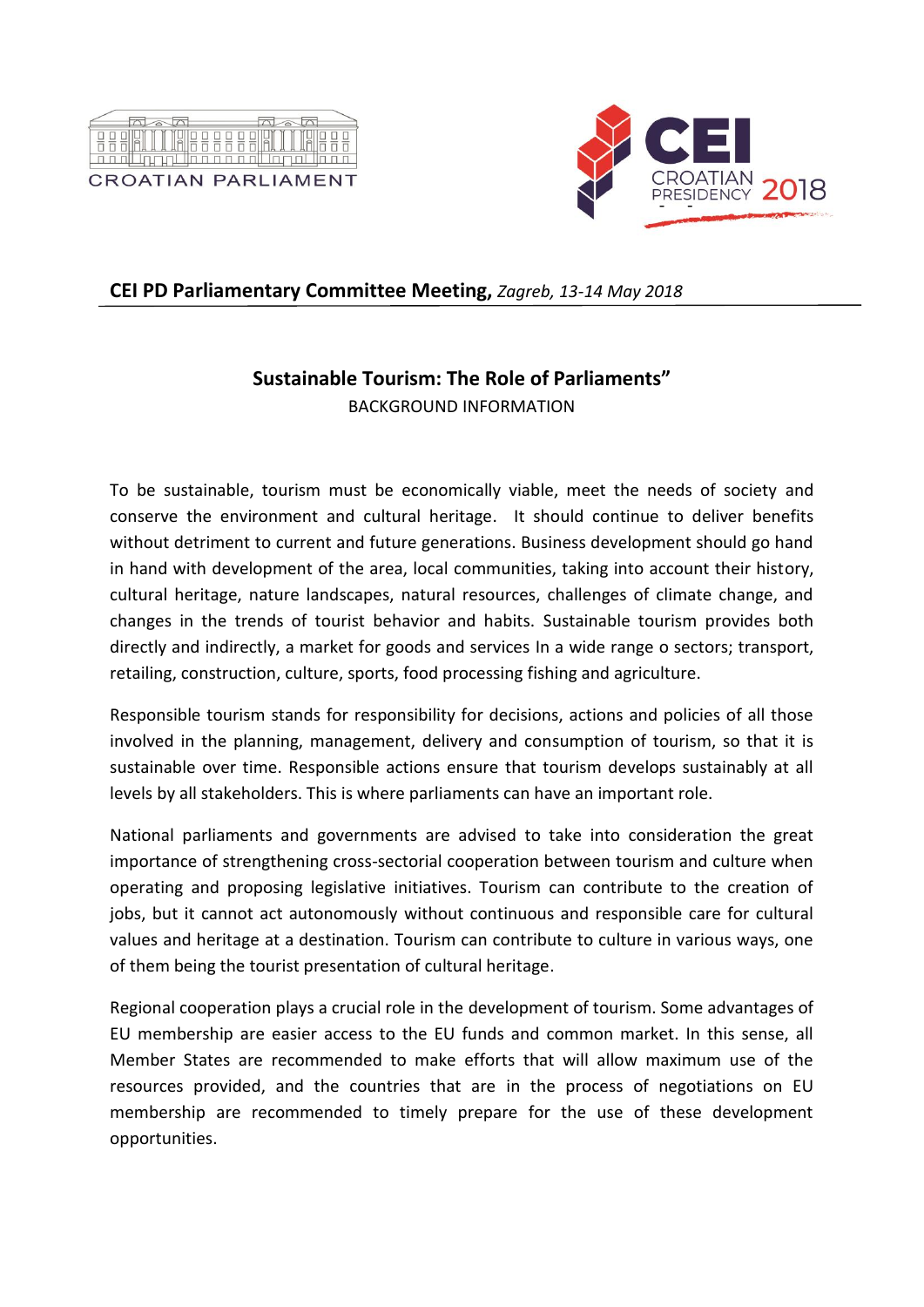CROATIAN PARLIAMENT

CEI CROATIAN PRESIDENCY 2018

**CEI PD Parliamentary Committee Meeting,** *Zagreb, 13-14 May 2018*

## Sustainable Tourism: The Role of Parliaments”

BACKGROUND INFORMATION

To be sustainable, tourism must be economically viable, meet the needs of society and conserve the environment and cultural heritage. It should continue to deliver benefits without detriment to current and future generations. Business development should go hand in hand with development of the area, local communities, taking into account their history, cultural heritage, nature landscapes, natural resources, challenges of climate change, and changes in the trends of tourist behavior and habits. Sustainable tourism provides both directly and indirectly, a market for goods and services In a wide range o sectors; transport, retailing, construction, culture, sports, food processing fishing and agriculture.

Responsible tourism stands for responsibility for decisions, actions and policies of all those involved in the planning, management, delivery and consumption of tourism, so that it is sustainable over time. Responsible actions ensure that tourism develops sustainably at all levels by all stakeholders. This is where parliaments can have an important role.

National parliaments and governments are advised to take into consideration the great importance of strengthening cross-sectorial cooperation between tourism and culture when operating and proposing legislative initiatives. Tourism can contribute to the creation of jobs, but it cannot act autonomously without continuous and responsible care for cultural values and heritage at a destination. Tourism can contribute to culture in various ways, one of them being the tourist presentation of cultural heritage.

Regional cooperation plays a crucial role in the development of tourism. Some advantages of EU membership are easier access to the EU funds and common market. In this sense, all Member States are recommended to make efforts that will allow maximum use of the resources provided, and the countries that are in the process of negotiations on EU membership are recommended to timely prepare for the use of these development opportunities.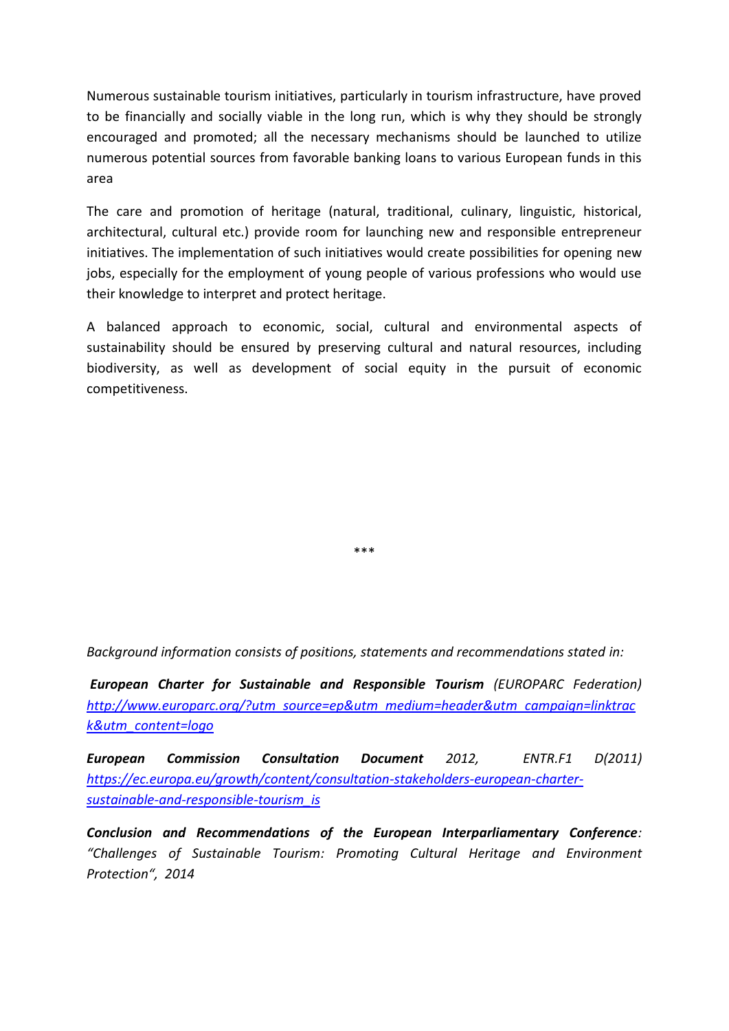Numerous sustainable tourism initiatives, particularly in tourism infrastructure, have proved to be financially and socially viable in the long run, which is why they should be strongly encouraged and promoted; all the necessary mechanisms should be launched to utilize numerous potential sources from favorable banking loans to various European funds in this area

The care and promotion of heritage (natural, traditional, culinary, linguistic, historical, architectural, cultural etc.) provide room for launching new and responsible entrepreneur initiatives. The implementation of such initiatives would create possibilities for opening new jobs, especially for the employment of young people of various professions who would use their knowledge to interpret and protect heritage.

A balanced approach to economic, social, cultural and environmental aspects of sustainability should be ensured by preserving cultural and natural resources, including biodiversity, as well as development of social equity in the pursuit of economic competitiveness.

***

*Background information consists of positions, statements and recommendations stated in:*

***European Charter for Sustainable and Responsible Tourism*** *(EUROPARC Federation)* [http://www.europarc.org/?utm_source=ep&utm_medium=header&utm_campaign=linktrack&utm_content=logo](http://www.europarc.org/?utm_source=ep&utm_medium=header&utm_campaign=linktrack&utm_content=logo)

***European Commission Consultation Document*** *2012, ENTR.F1 D(2011)* [https://ec.europa.eu/growth/content/consultation-stakeholders-european-charter-sustainable-and-responsible-tourism_is](https://ec.europa.eu/growth/content/consultation-stakeholders-european-charter-sustainable-and-responsible-tourism_is)

***Conclusion and Recommendations of the European Interparliamentary Conference****: "Challenges of Sustainable Tourism: Promoting Cultural Heritage and Environment Protection", 2014*